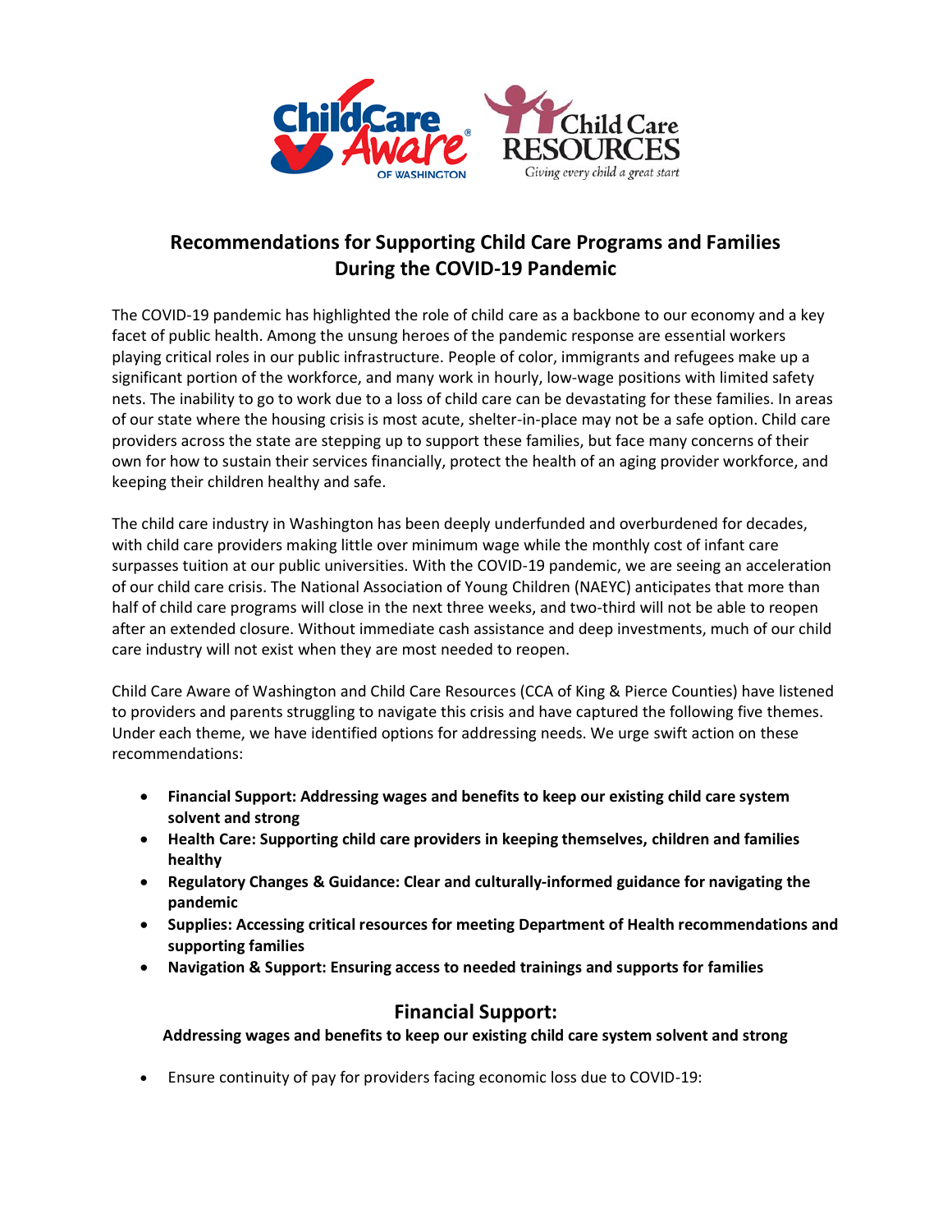# Recommendations for Supporting Child Care Programs and Families During the COVID-19 Pandemic

The COVID-19 pandemic has highlighted the role of child care as a backbone to our economy and a key facet of public health. Among the unsung heroes of the pandemic response are essential workers playing critical roles in our public infrastructure. People of color, immigrants and refugees make up a significant portion of the workforce, and many work in hourly, low-wage positions with limited safety nets. The inability to go to work due to a loss of child care can be devastating for these families. In areas of our state where the housing crisis is most acute, shelter-in-place may not be a safe option. Child care providers across the state are stepping up to support these families, but face many concerns of their own for how to sustain their services financially, protect the health of an aging provider workforce, and keeping their children healthy and safe.

The child care industry in Washington has been deeply underfunded and overburdened for decades, with child care providers making little over minimum wage while the monthly cost of infant care surpasses tuition at our public universities. With the COVID-19 pandemic, we are seeing an acceleration of our child care crisis. The National Association of Young Children (NAEYC) anticipates that more than half of child care programs will close in the next three weeks, and two-third will not be able to reopen after an extended closure. Without immediate cash assistance and deep investments, much of our child care industry will not exist when they are most needed to reopen.

Child Care Aware of Washington and Child Care Resources (CCA of King & Pierce Counties) have listened to providers and parents struggling to navigate this crisis and have captured the following five themes. Under each theme, we have identified options for addressing needs. We urge swift action on these recommendations:

- **Financial Support: Addressing wages and benefits to keep our existing child care system solvent and strong**
- **Health Care: Supporting child care providers in keeping themselves, children and families healthy**
- **Regulatory Changes & Guidance: Clear and culturally-informed guidance for navigating the pandemic**
- **Supplies: Accessing critical resources for meeting Department of Health recommendations and supporting families**
- **Navigation & Support: Ensuring access to needed trainings and supports for families**

## Financial Support:

**Addressing wages and benefits to keep our existing child care system solvent and strong**

- Ensure continuity of pay for providers facing economic loss due to COVID-19: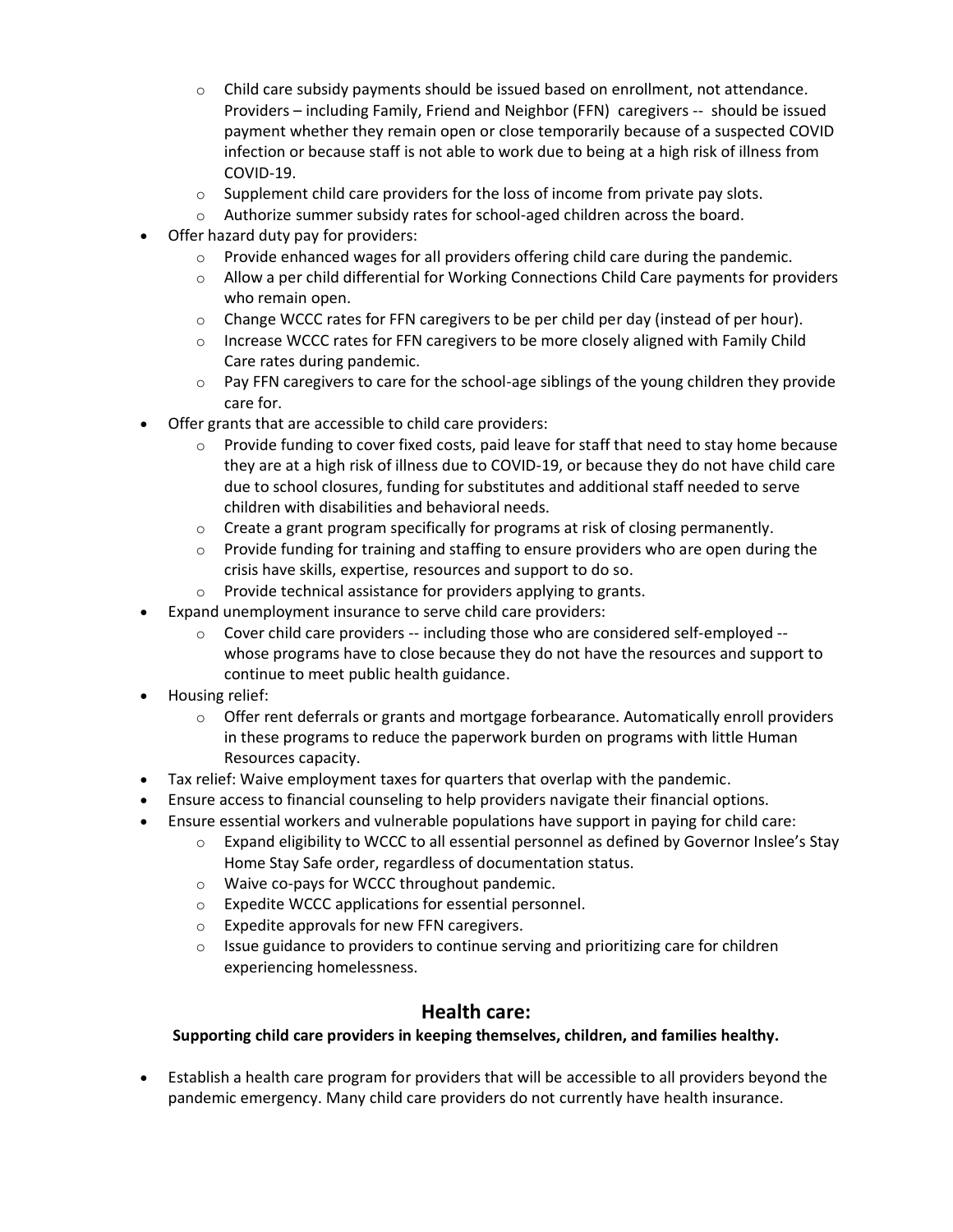- Child care subsidy payments should be issued based on enrollment, not attendance. Providers – including Family, Friend and Neighbor (FFN) caregivers -- should be issued payment whether they remain open or close temporarily because of a suspected COVID infection or because staff is not able to work due to being at a high risk of illness from COVID-19.
  - Supplement child care providers for the loss of income from private pay slots.
  - Authorize summer subsidy rates for school-aged children across the board.
- Offer hazard duty pay for providers:
  - Provide enhanced wages for all providers offering child care during the pandemic.
  - Allow a per child differential for Working Connections Child Care payments for providers who remain open.
  - Change WCCC rates for FFN caregivers to be per child per day (instead of per hour).
  - Increase WCCC rates for FFN caregivers to be more closely aligned with Family Child Care rates during pandemic.
  - Pay FFN caregivers to care for the school-age siblings of the young children they provide care for.
- Offer grants that are accessible to child care providers:
  - Provide funding to cover fixed costs, paid leave for staff that need to stay home because they are at a high risk of illness due to COVID-19, or because they do not have child care due to school closures, funding for substitutes and additional staff needed to serve children with disabilities and behavioral needs.
  - Create a grant program specifically for programs at risk of closing permanently.
  - Provide funding for training and staffing to ensure providers who are open during the crisis have skills, expertise, resources and support to do so.
  - Provide technical assistance for providers applying to grants.
- Expand unemployment insurance to serve child care providers:
  - Cover child care providers -- including those who are considered self-employed -- whose programs have to close because they do not have the resources and support to continue to meet public health guidance.
- Housing relief:
  - Offer rent deferrals or grants and mortgage forbearance. Automatically enroll providers in these programs to reduce the paperwork burden on programs with little Human Resources capacity.
- Tax relief: Waive employment taxes for quarters that overlap with the pandemic.
- Ensure access to financial counseling to help providers navigate their financial options.
- Ensure essential workers and vulnerable populations have support in paying for child care:
  - Expand eligibility to WCCC to all essential personnel as defined by Governor Inslee's Stay Home Stay Safe order, regardless of documentation status.
  - Waive co-pays for WCCC throughout pandemic.
  - Expedite WCCC applications for essential personnel.
  - Expedite approvals for new FFN caregivers.
  - Issue guidance to providers to continue serving and prioritizing care for children experiencing homelessness.

## Health care:

**Supporting child care providers in keeping themselves, children, and families healthy.**

- Establish a health care program for providers that will be accessible to all providers beyond the pandemic emergency. Many child care providers do not currently have health insurance.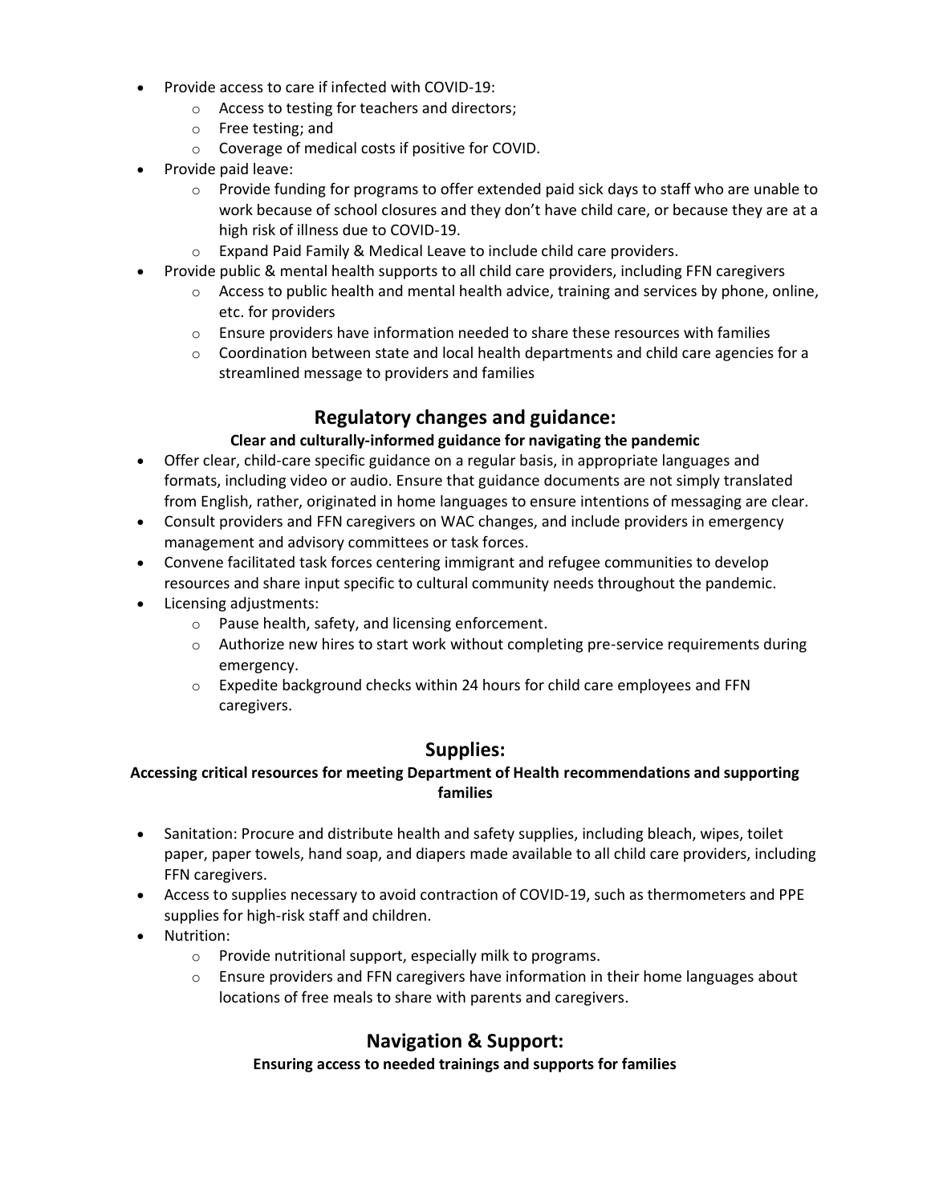- Provide access to care if infected with COVID-19:
  - Access to testing for teachers and directors;
  - Free testing; and
  - Coverage of medical costs if positive for COVID.
- Provide paid leave:
  - Provide funding for programs to offer extended paid sick days to staff who are unable to work because of school closures and they don't have child care, or because they are at a high risk of illness due to COVID-19.
  - Expand Paid Family & Medical Leave to include child care providers.
- Provide public & mental health supports to all child care providers, including FFN caregivers
  - Access to public health and mental health advice, training and services by phone, online, etc. for providers
  - Ensure providers have information needed to share these resources with families
  - Coordination between state and local health departments and child care agencies for a streamlined message to providers and families

## Regulatory changes and guidance:

**Clear and culturally-informed guidance for navigating the pandemic**

- Offer clear, child-care specific guidance on a regular basis, in appropriate languages and formats, including video or audio. Ensure that guidance documents are not simply translated from English, rather, originated in home languages to ensure intentions of messaging are clear.
- Consult providers and FFN caregivers on WAC changes, and include providers in emergency management and advisory committees or task forces.
- Convene facilitated task forces centering immigrant and refugee communities to develop resources and share input specific to cultural community needs throughout the pandemic.
- Licensing adjustments:
  - Pause health, safety, and licensing enforcement.
  - Authorize new hires to start work without completing pre-service requirements during emergency.
  - Expedite background checks within 24 hours for child care employees and FFN caregivers.

## Supplies:

**Accessing critical resources for meeting Department of Health recommendations and supporting families**

- Sanitation: Procure and distribute health and safety supplies, including bleach, wipes, toilet paper, paper towels, hand soap, and diapers made available to all child care providers, including FFN caregivers.
- Access to supplies necessary to avoid contraction of COVID-19, such as thermometers and PPE supplies for high-risk staff and children.
- Nutrition:
  - Provide nutritional support, especially milk to programs.
  - Ensure providers and FFN caregivers have information in their home languages about locations of free meals to share with parents and caregivers.

## Navigation & Support:

**Ensuring access to needed trainings and supports for families**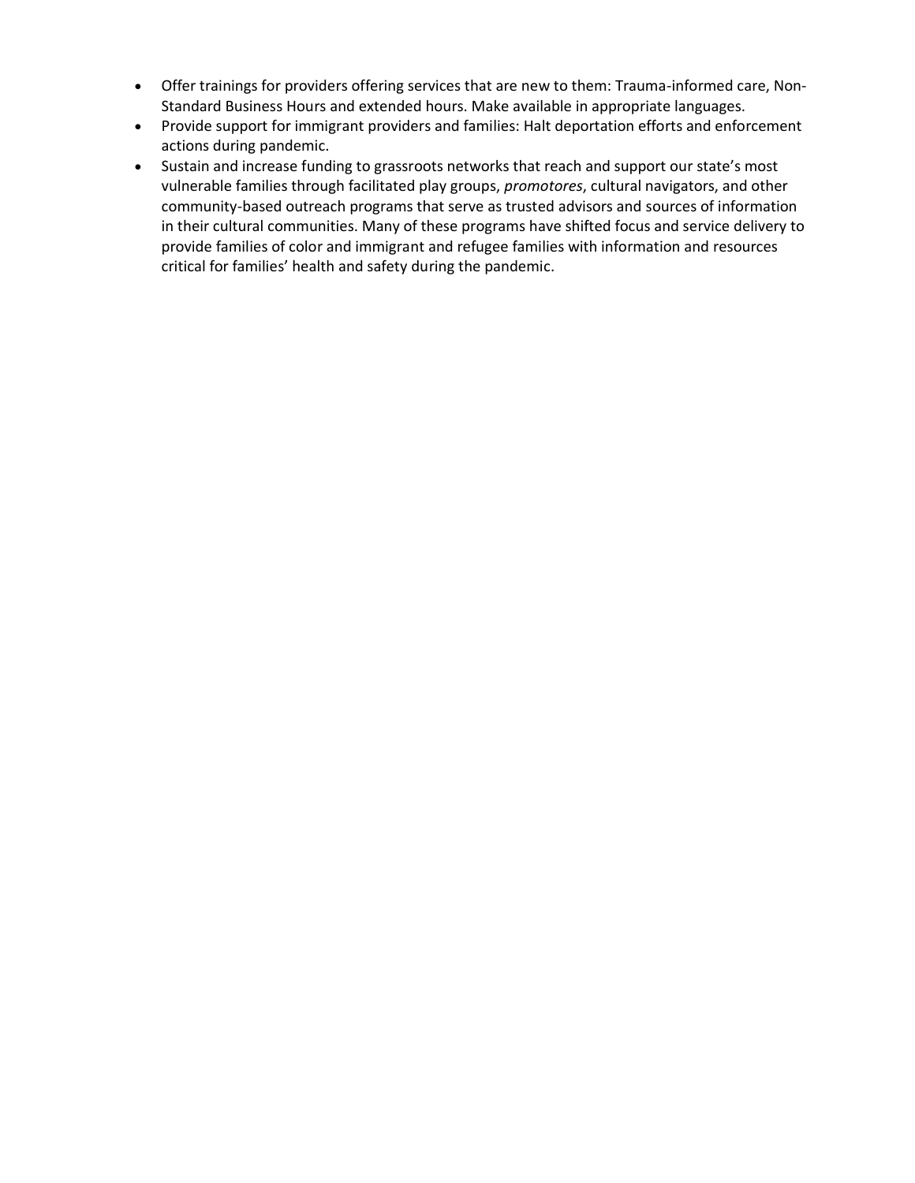- Offer trainings for providers offering services that are new to them: Trauma-informed care, Non-Standard Business Hours and extended hours. Make available in appropriate languages.
- Provide support for immigrant providers and families: Halt deportation efforts and enforcement actions during pandemic.
- Sustain and increase funding to grassroots networks that reach and support our state's most vulnerable families through facilitated play groups, *promotores*, cultural navigators, and other community-based outreach programs that serve as trusted advisors and sources of information in their cultural communities. Many of these programs have shifted focus and service delivery to provide families of color and immigrant and refugee families with information and resources critical for families' health and safety during the pandemic.